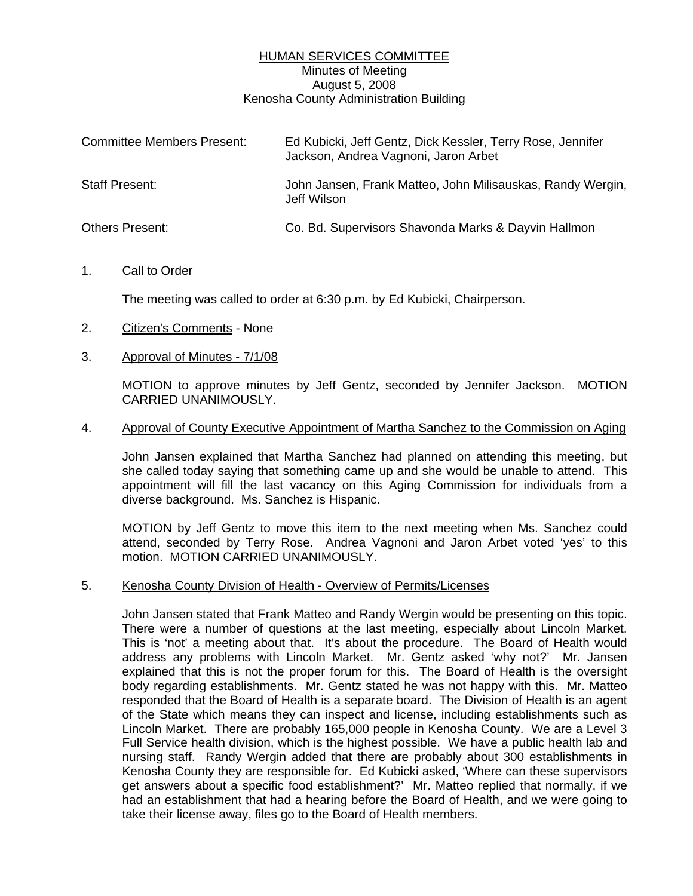# HUMAN SERVICES COMMITTEE

Minutes of Meeting
August 5, 2008
Kenosha County Administration Building

| | |
|---|---|
| Committee Members Present: | Ed Kubicki, Jeff Gentz, Dick Kessler, Terry Rose, Jennifer Jackson, Andrea Vagnoni, Jaron Arbet |
| Staff Present: | John Jansen, Frank Matteo, John Milisauskas, Randy Wergin, Jeff Wilson |
| Others Present: | Co. Bd. Supervisors Shavonda Marks & Dayvin Hallmon |

1. Call to Order

   The meeting was called to order at 6:30 p.m. by Ed Kubicki, Chairperson.

2. Citizen's Comments - None

3. Approval of Minutes - 7/1/08

   MOTION to approve minutes by Jeff Gentz, seconded by Jennifer Jackson. MOTION CARRIED UNANIMOUSLY.

4. Approval of County Executive Appointment of Martha Sanchez to the Commission on Aging

   John Jansen explained that Martha Sanchez had planned on attending this meeting, but she called today saying that something came up and she would be unable to attend. This appointment will fill the last vacancy on this Aging Commission for individuals from a diverse background. Ms. Sanchez is Hispanic.

   MOTION by Jeff Gentz to move this item to the next meeting when Ms. Sanchez could attend, seconded by Terry Rose. Andrea Vagnoni and Jaron Arbet voted 'yes' to this motion. MOTION CARRIED UNANIMOUSLY.

5. Kenosha County Division of Health - Overview of Permits/Licenses

   John Jansen stated that Frank Matteo and Randy Wergin would be presenting on this topic. There were a number of questions at the last meeting, especially about Lincoln Market. This is 'not' a meeting about that. It's about the procedure. The Board of Health would address any problems with Lincoln Market. Mr. Gentz asked 'why not?' Mr. Jansen explained that this is not the proper forum for this. The Board of Health is the oversight body regarding establishments. Mr. Gentz stated he was not happy with this. Mr. Matteo responded that the Board of Health is a separate board. The Division of Health is an agent of the State which means they can inspect and license, including establishments such as Lincoln Market. There are probably 165,000 people in Kenosha County. We are a Level 3 Full Service health division, which is the highest possible. We have a public health lab and nursing staff. Randy Wergin added that there are probably about 300 establishments in Kenosha County they are responsible for. Ed Kubicki asked, 'Where can these supervisors get answers about a specific food establishment?' Mr. Matteo replied that normally, if we had an establishment that had a hearing before the Board of Health, and we were going to take their license away, files go to the Board of Health members.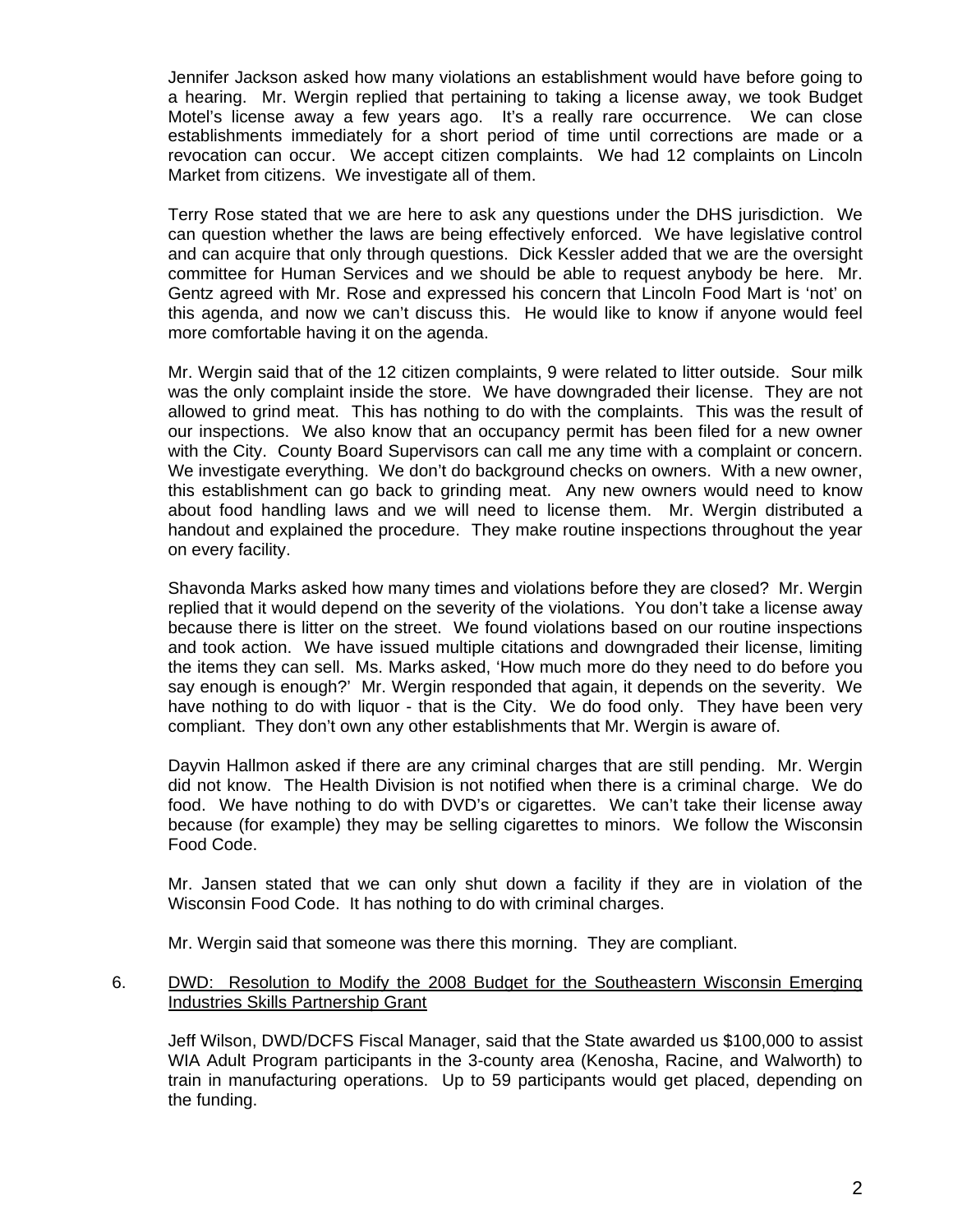Jennifer Jackson asked how many violations an establishment would have before going to a hearing. Mr. Wergin replied that pertaining to taking a license away, we took Budget Motel's license away a few years ago. It's a really rare occurrence. We can close establishments immediately for a short period of time until corrections are made or a revocation can occur. We accept citizen complaints. We had 12 complaints on Lincoln Market from citizens. We investigate all of them.

Terry Rose stated that we are here to ask any questions under the DHS jurisdiction. We can question whether the laws are being effectively enforced. We have legislative control and can acquire that only through questions. Dick Kessler added that we are the oversight committee for Human Services and we should be able to request anybody be here. Mr. Gentz agreed with Mr. Rose and expressed his concern that Lincoln Food Mart is 'not' on this agenda, and now we can't discuss this. He would like to know if anyone would feel more comfortable having it on the agenda.

Mr. Wergin said that of the 12 citizen complaints, 9 were related to litter outside. Sour milk was the only complaint inside the store. We have downgraded their license. They are not allowed to grind meat. This has nothing to do with the complaints. This was the result of our inspections. We also know that an occupancy permit has been filed for a new owner with the City. County Board Supervisors can call me any time with a complaint or concern. We investigate everything. We don't do background checks on owners. With a new owner, this establishment can go back to grinding meat. Any new owners would need to know about food handling laws and we will need to license them. Mr. Wergin distributed a handout and explained the procedure. They make routine inspections throughout the year on every facility.

Shavonda Marks asked how many times and violations before they are closed? Mr. Wergin replied that it would depend on the severity of the violations. You don't take a license away because there is litter on the street. We found violations based on our routine inspections and took action. We have issued multiple citations and downgraded their license, limiting the items they can sell. Ms. Marks asked, 'How much more do they need to do before you say enough is enough?' Mr. Wergin responded that again, it depends on the severity. We have nothing to do with liquor - that is the City. We do food only. They have been very compliant. They don't own any other establishments that Mr. Wergin is aware of.

Dayvin Hallmon asked if there are any criminal charges that are still pending. Mr. Wergin did not know. The Health Division is not notified when there is a criminal charge. We do food. We have nothing to do with DVD's or cigarettes. We can't take their license away because (for example) they may be selling cigarettes to minors. We follow the Wisconsin Food Code.

Mr. Jansen stated that we can only shut down a facility if they are in violation of the Wisconsin Food Code. It has nothing to do with criminal charges.

Mr. Wergin said that someone was there this morning. They are compliant.

6. DWD: Resolution to Modify the 2008 Budget for the Southeastern Wisconsin Emerging Industries Skills Partnership Grant

Jeff Wilson, DWD/DCFS Fiscal Manager, said that the State awarded us $100,000 to assist WIA Adult Program participants in the 3-county area (Kenosha, Racine, and Walworth) to train in manufacturing operations. Up to 59 participants would get placed, depending on the funding.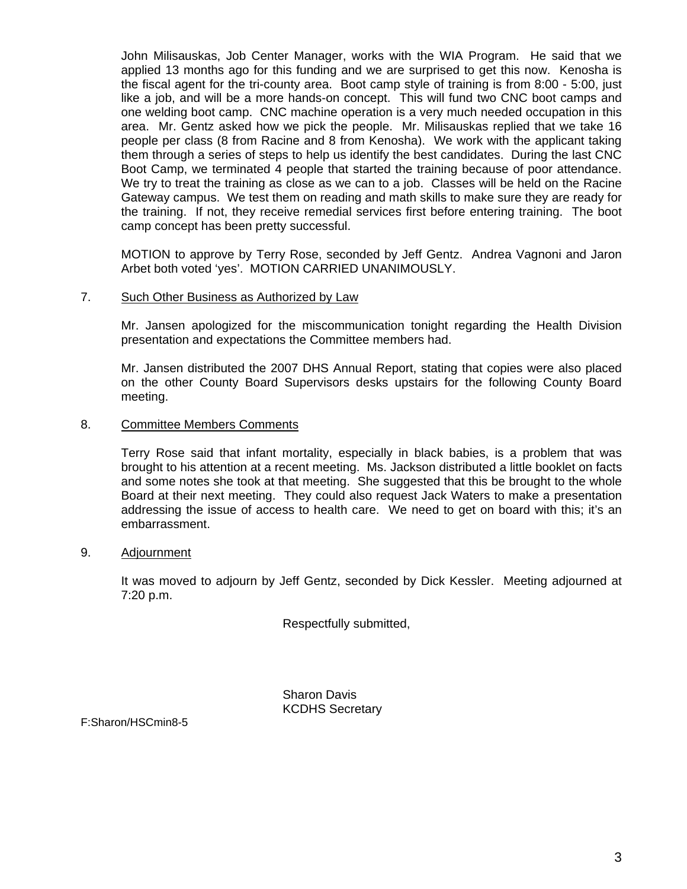John Milisauskas, Job Center Manager, works with the WIA Program. He said that we applied 13 months ago for this funding and we are surprised to get this now. Kenosha is the fiscal agent for the tri-county area. Boot camp style of training is from 8:00 - 5:00, just like a job, and will be a more hands-on concept. This will fund two CNC boot camps and one welding boot camp. CNC machine operation is a very much needed occupation in this area. Mr. Gentz asked how we pick the people. Mr. Milisauskas replied that we take 16 people per class (8 from Racine and 8 from Kenosha). We work with the applicant taking them through a series of steps to help us identify the best candidates. During the last CNC Boot Camp, we terminated 4 people that started the training because of poor attendance. We try to treat the training as close as we can to a job. Classes will be held on the Racine Gateway campus. We test them on reading and math skills to make sure they are ready for the training. If not, they receive remedial services first before entering training. The boot camp concept has been pretty successful.

MOTION to approve by Terry Rose, seconded by Jeff Gentz. Andrea Vagnoni and Jaron Arbet both voted 'yes'. MOTION CARRIED UNANIMOUSLY.

7. Such Other Business as Authorized by Law

Mr. Jansen apologized for the miscommunication tonight regarding the Health Division presentation and expectations the Committee members had.

Mr. Jansen distributed the 2007 DHS Annual Report, stating that copies were also placed on the other County Board Supervisors desks upstairs for the following County Board meeting.

8. Committee Members Comments

Terry Rose said that infant mortality, especially in black babies, is a problem that was brought to his attention at a recent meeting. Ms. Jackson distributed a little booklet on facts and some notes she took at that meeting. She suggested that this be brought to the whole Board at their next meeting. They could also request Jack Waters to make a presentation addressing the issue of access to health care. We need to get on board with this; it's an embarrassment.

9. Adjournment

It was moved to adjourn by Jeff Gentz, seconded by Dick Kessler. Meeting adjourned at 7:20 p.m.

Respectfully submitted,

Sharon Davis
KCDHS Secretary

F:Sharon/HSCmin8-5